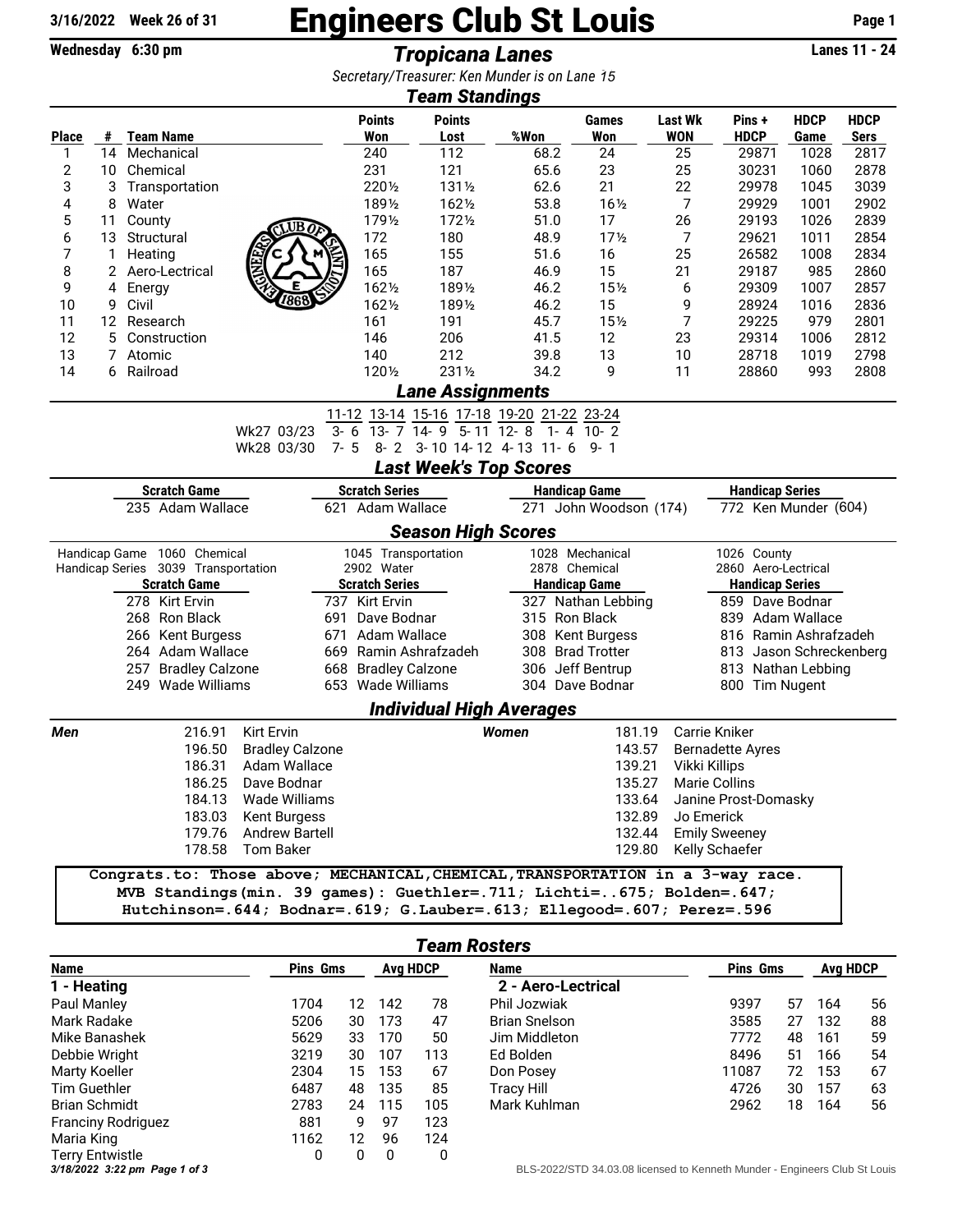**3/16/2022 Week 26 of 31**

# Engineers Club St Louis

**Wednesday 6:30 pm**

## *Tropicana Lanes*

**Lanes 11 - 24**

*Secretary/Treasurer: Ken Munder is on Lane 15*

### *Team Standings*

| Place | # | Team Name | Points Won | Points Lost | %Won | Games Won | Last Wk WON | Pins + HDCP | HDCP Game | HDCP Sers |
|---|---|---|---|---|---|---|---|---|---|---|
| 1 | 14 | Mechanical | 240 | 112 | 68.2 | 24 | 25 | 29871 | 1028 | 2817 |
| 2 | 10 | Chemical | 231 | 121 | 65.6 | 23 | 25 | 30231 | 1060 | 2878 |
| 3 | 3 | Transportation | 220½ | 131½ | 62.6 | 21 | 22 | 29978 | 1045 | 3039 |
| 4 | 8 | Water | 189½ | 162½ | 53.8 | 16½ | 7 | 29929 | 1001 | 2902 |
| 5 | 11 | County | 179½ | 172½ | 51.0 | 17 | 26 | 29193 | 1026 | 2839 |
| 6 | 13 | Structural | 172 | 180 | 48.9 | 17½ | 7 | 29621 | 1011 | 2854 |
| 7 | 1 | Heating | 165 | 155 | 51.6 | 16 | 25 | 26582 | 1008 | 2834 |
| 8 | 2 | Aero-Lectrical | 165 | 187 | 46.9 | 15 | 21 | 29187 | 985 | 2860 |
| 9 | 4 | Energy | 162½ | 189½ | 46.2 | 15½ | 6 | 29309 | 1007 | 2857 |
| 10 | 9 | Civil | 162½ | 189½ | 46.2 | 15 | 9 | 28924 | 1016 | 2836 |
| 11 | 12 | Research | 161 | 191 | 45.7 | 15½ | 7 | 29225 | 979 | 2801 |
| 12 | 5 | Construction | 146 | 206 | 41.5 | 12 | 23 | 29314 | 1006 | 2812 |
| 13 | 7 | Atomic | 140 | 212 | 39.8 | 13 | 10 | 28718 | 1019 | 2798 |
| 14 | 6 | Railroad | 120½ | 231½ | 34.2 | 9 | 11 | 28860 | 993 | 2808 |

### *Lane Assignments*

| | 11-12 | 13-14 | 15-16 | 17-18 | 19-20 | 21-22 | 23-24 |
|---|---|---|---|---|---|---|---|
| Wk27 03/23 | 3- 6 | 13- 7 | 14- 9 | 5- 11 | 12- 8 | 1- 4 | 10- 2 |
| Wk28 03/30 | 7- 5 | 8- 2 | 3- 10 | 14- 12 | 4- 13 | 11- 6 | 9- 1 |

### *Last Week's Top Scores*

| Scratch Game | Scratch Series | Handicap Game | Handicap Series |
|---|---|---|---|
| 235 Adam Wallace | 621 Adam Wallace | 271 John Woodson (174) | 772 Ken Munder (604) |

### *Season High Scores*

| | | | | |
|---|---|---|---|---|
| Handicap Game | 1060 Chemical | 1045 Transportation | 1028 Mechanical | 1026 County |
| Handicap Series | 3039 Transportation | 2902 Water | 2878 Chemical | 2860 Aero-Lectrical |

| Scratch Game | Scratch Series | Handicap Game | Handicap Series |
|---|---|---|---|
| 278 Kirt Ervin | 737 Kirt Ervin | 327 Nathan Lebbing | 859 Dave Bodnar |
| 268 Ron Black | 691 Dave Bodnar | 315 Ron Black | 839 Adam Wallace |
| 266 Kent Burgess | 671 Adam Wallace | 308 Kent Burgess | 816 Ramin Ashrafzadeh |
| 264 Adam Wallace | 669 Ramin Ashrafzadeh | 308 Brad Trotter | 813 Jason Schreckenberg |
| 257 Bradley Calzone | 668 Bradley Calzone | 306 Jeff Bentrup | 813 Nathan Lebbing |
| 249 Wade Williams | 653 Wade Williams | 304 Dave Bodnar | 800 Tim Nugent |

### *Individual High Averages*

| Men | | Women | |
|---|---|---|---|
| 216.91 | Kirt Ervin | 181.19 | Carrie Kniker |
| 196.50 | Bradley Calzone | 143.57 | Bernadette Ayres |
| 186.31 | Adam Wallace | 139.21 | Vikki Killips |
| 186.25 | Dave Bodnar | 135.27 | Marie Collins |
| 184.13 | Wade Williams | 133.64 | Janine Prost-Domasky |
| 183.03 | Kent Burgess | 132.89 | Jo Emerick |
| 179.76 | Andrew Bartell | 132.44 | Emily Sweeney |
| 178.58 | Tom Baker | 129.80 | Kelly Schaefer |

```
Congrats.to: Those above; MECHANICAL,CHEMICAL,TRANSPORTATION in a 3-way race.
MVB Standings(min. 39 games): Guethler=.711; Lichti=..675; Bolden=.647;
Hutchinson=.644; Bodnar=.619; G.Lauber=.613; Ellegood=.607; Perez=.596
```

### *Team Rosters*

| Name | Pins | Gms | Avg | HDCP |
|---|---|---|---|---|
| **1 - Heating** | | | | |
| Paul Manley | 1704 | 12 | 142 | 78 |
| Mark Radake | 5206 | 30 | 173 | 47 |
| Mike Banashek | 5629 | 33 | 170 | 50 |
| Debbie Wright | 3219 | 30 | 107 | 113 |
| Marty Koeller | 2304 | 15 | 153 | 67 |
| Tim Guethler | 6487 | 48 | 135 | 85 |
| Brian Schmidt | 2783 | 24 | 115 | 105 |
| Franciny Rodriguez | 881 | 9 | 97 | 123 |
| Maria King | 1162 | 12 | 96 | 124 |
| Terry Entwistle | 0 | 0 | 0 | 0 |

| Name | Pins | Gms | Avg | HDCP |
|---|---|---|---|---|
| **2 - Aero-Lectrical** | | | | |
| Phil Jozwiak | 9397 | 57 | 164 | 56 |
| Brian Snelson | 3585 | 27 | 132 | 88 |
| Jim Middleton | 7772 | 48 | 161 | 59 |
| Ed Bolden | 8496 | 51 | 166 | 54 |
| Don Posey | 11087 | 72 | 153 | 67 |
| Tracy Hill | 4726 | 30 | 157 | 63 |
| Mark Kuhlman | 2962 | 18 | 164 | 56 |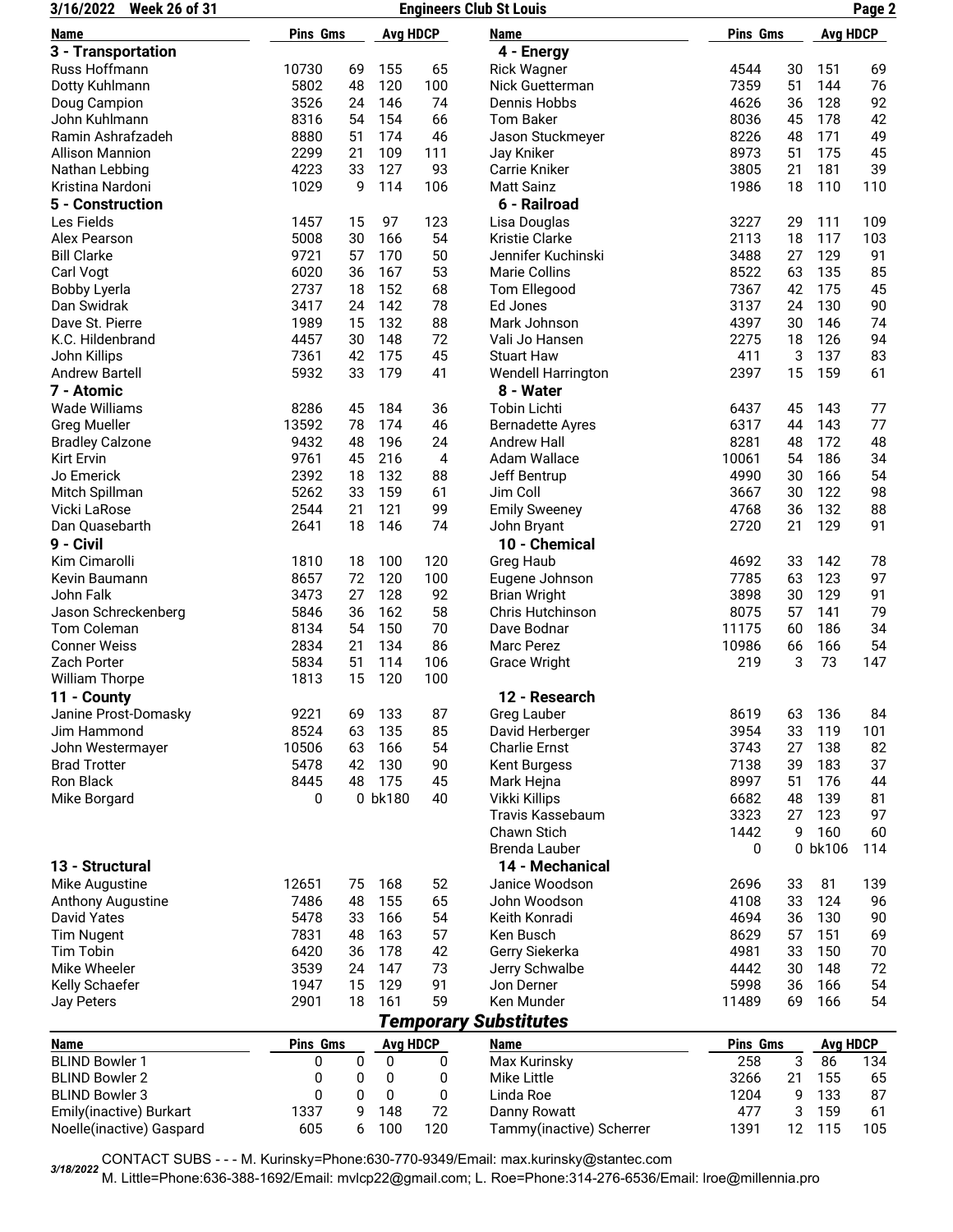| Name | Pins | Gms | Avg | HDCP | Name | Pins | Gms | Avg | HDCP |
|---|---|---|---|---|---|---|---|---|---|
| **3 - Transportation** | | | | | **4 - Energy** | | | | |
| Russ Hoffmann | 10730 | 69 | 155 | 65 | Rick Wagner | 4544 | 30 | 151 | 69 |
| Dotty Kuhlmann | 5802 | 48 | 120 | 100 | Nick Guetterman | 7359 | 51 | 144 | 76 |
| Doug Campion | 3526 | 24 | 146 | 74 | Dennis Hobbs | 4626 | 36 | 128 | 92 |
| John Kuhlmann | 8316 | 54 | 154 | 66 | Tom Baker | 8036 | 45 | 178 | 42 |
| Ramin Ashrafzadeh | 8880 | 51 | 174 | 46 | Jason Stuckmeyer | 8226 | 48 | 171 | 49 |
| Allison Mannion | 2299 | 21 | 109 | 111 | Jay Kniker | 8973 | 51 | 175 | 45 |
| Nathan Lebbing | 4223 | 33 | 127 | 93 | Carrie Kniker | 3805 | 21 | 181 | 39 |
| Kristina Nardoni | 1029 | 9 | 114 | 106 | Matt Sainz | 1986 | 18 | 110 | 110 |
| **5 - Construction** | | | | | **6 - Railroad** | | | | |
| Les Fields | 1457 | 15 | 97 | 123 | Lisa Douglas | 3227 | 29 | 111 | 109 |
| Alex Pearson | 5008 | 30 | 166 | 54 | Kristie Clarke | 2113 | 18 | 117 | 103 |
| Bill Clarke | 9721 | 57 | 170 | 50 | Jennifer Kuchinski | 3488 | 27 | 129 | 91 |
| Carl Vogt | 6020 | 36 | 167 | 53 | Marie Collins | 8522 | 63 | 135 | 85 |
| Bobby Lyerla | 2737 | 18 | 152 | 68 | Tom Ellegood | 7367 | 42 | 175 | 45 |
| Dan Swidrak | 3417 | 24 | 142 | 78 | Ed Jones | 3137 | 24 | 130 | 90 |
| Dave St. Pierre | 1989 | 15 | 132 | 88 | Mark Johnson | 4397 | 30 | 146 | 74 |
| K.C. Hildenbrand | 4457 | 30 | 148 | 72 | Vali Jo Hansen | 2275 | 18 | 126 | 94 |
| John Killips | 7361 | 42 | 175 | 45 | Stuart Haw | 411 | 3 | 137 | 83 |
| Andrew Bartell | 5932 | 33 | 179 | 41 | Wendell Harrington | 2397 | 15 | 159 | 61 |
| **7 - Atomic** | | | | | **8 - Water** | | | | |
| Wade Williams | 8286 | 45 | 184 | 36 | Tobin Lichti | 6437 | 45 | 143 | 77 |
| Greg Mueller | 13592 | 78 | 174 | 46 | Bernadette Ayres | 6317 | 44 | 143 | 77 |
| Bradley Calzone | 9432 | 48 | 196 | 24 | Andrew Hall | 8281 | 48 | 172 | 48 |
| Kirt Ervin | 9761 | 45 | 216 | 4 | Adam Wallace | 10061 | 54 | 186 | 34 |
| Jo Emerick | 2392 | 18 | 132 | 88 | Jeff Bentrup | 4990 | 30 | 166 | 54 |
| Mitch Spillman | 5262 | 33 | 159 | 61 | Jim Coll | 3667 | 30 | 122 | 98 |
| Vicki LaRose | 2544 | 21 | 121 | 99 | Emily Sweeney | 4768 | 36 | 132 | 88 |
| Dan Quasebarth | 2641 | 18 | 146 | 74 | John Bryant | 2720 | 21 | 129 | 91 |
| **9 - Civil** | | | | | **10 - Chemical** | | | | |
| Kim Cimarolli | 1810 | 18 | 100 | 120 | Greg Haub | 4692 | 33 | 142 | 78 |
| Kevin Baumann | 8657 | 72 | 120 | 100 | Eugene Johnson | 7785 | 63 | 123 | 97 |
| John Falk | 3473 | 27 | 128 | 92 | Brian Wright | 3898 | 30 | 129 | 91 |
| Jason Schreckenberg | 5846 | 36 | 162 | 58 | Chris Hutchinson | 8075 | 57 | 141 | 79 |
| Tom Coleman | 8134 | 54 | 150 | 70 | Dave Bodnar | 11175 | 60 | 186 | 34 |
| Conner Weiss | 2834 | 21 | 134 | 86 | Marc Perez | 10986 | 66 | 166 | 54 |
| Zach Porter | 5834 | 51 | 114 | 106 | Grace Wright | 219 | 3 | 73 | 147 |
| William Thorpe | 1813 | 15 | 120 | 100 | | | | | |
| **11 - County** | | | | | **12 - Research** | | | | |
| Janine Prost-Domasky | 9221 | 69 | 133 | 87 | Greg Lauber | 8619 | 63 | 136 | 84 |
| Jim Hammond | 8524 | 63 | 135 | 85 | David Herberger | 3954 | 33 | 119 | 101 |
| John Westermayer | 10506 | 63 | 166 | 54 | Charlie Ernst | 3743 | 27 | 138 | 82 |
| Brad Trotter | 5478 | 42 | 130 | 90 | Kent Burgess | 7138 | 39 | 183 | 37 |
| Ron Black | 8445 | 48 | 175 | 45 | Mark Hejna | 8997 | 51 | 176 | 44 |
| Mike Borgard | 0 | 0 | bk180 | 40 | Vikki Killips | 6682 | 48 | 139 | 81 |
| | | | | | Travis Kassebaum | 3323 | 27 | 123 | 97 |
| | | | | | Chawn Stich | 1442 | 9 | 160 | 60 |
| | | | | | Brenda Lauber | 0 | 0 | bk106 | 114 |
| **13 - Structural** | | | | | **14 - Mechanical** | | | | |
| Mike Augustine | 12651 | 75 | 168 | 52 | Janice Woodson | 2696 | 33 | 81 | 139 |
| Anthony Augustine | 7486 | 48 | 155 | 65 | John Woodson | 4108 | 33 | 124 | 96 |
| David Yates | 5478 | 33 | 166 | 54 | Keith Konradi | 4694 | 36 | 130 | 90 |
| Tim Nugent | 7831 | 48 | 163 | 57 | Ken Busch | 8629 | 57 | 151 | 69 |
| Tim Tobin | 6420 | 36 | 178 | 42 | Gerry Siekerka | 4981 | 33 | 150 | 70 |
| Mike Wheeler | 3539 | 24 | 147 | 73 | Jerry Schwalbe | 4442 | 30 | 148 | 72 |
| Kelly Schaefer | 1947 | 15 | 129 | 91 | Jon Derner | 5998 | 36 | 166 | 54 |
| Jay Peters | 2901 | 18 | 161 | 59 | Ken Munder | 11489 | 69 | 166 | 54 |

## *Temporary Substitutes*

| Name | Pins | Gms | Avg | HDCP | Name | Pins | Gms | Avg | HDCP |
|---|---|---|---|---|---|---|---|---|---|
| BLIND Bowler 1 | 0 | 0 | 0 | 0 | Max Kurinsky | 258 | 3 | 86 | 134 |
| BLIND Bowler 2 | 0 | 0 | 0 | 0 | Mike Little | 3266 | 21 | 155 | 65 |
| BLIND Bowler 3 | 0 | 0 | 0 | 0 | Linda Roe | 1204 | 9 | 133 | 87 |
| Emily(inactive) Burkart | 1337 | 9 | 148 | 72 | Danny Rowatt | 477 | 3 | 159 | 61 |
| Noelle(inactive) Gaspard | 605 | 6 | 100 | 120 | Tammy(inactive) Scherrer | 1391 | 12 | 115 | 105 |

CONTACT SUBS - - - M. Kurinsky=Phone:630-770-9349/Email: max.kurinsky@stantec.com
M. Little=Phone:636-388-1692/Email: mvlcp22@gmail.com; L. Roe=Phone:314-276-6536/Email: lroe@millennia.pro